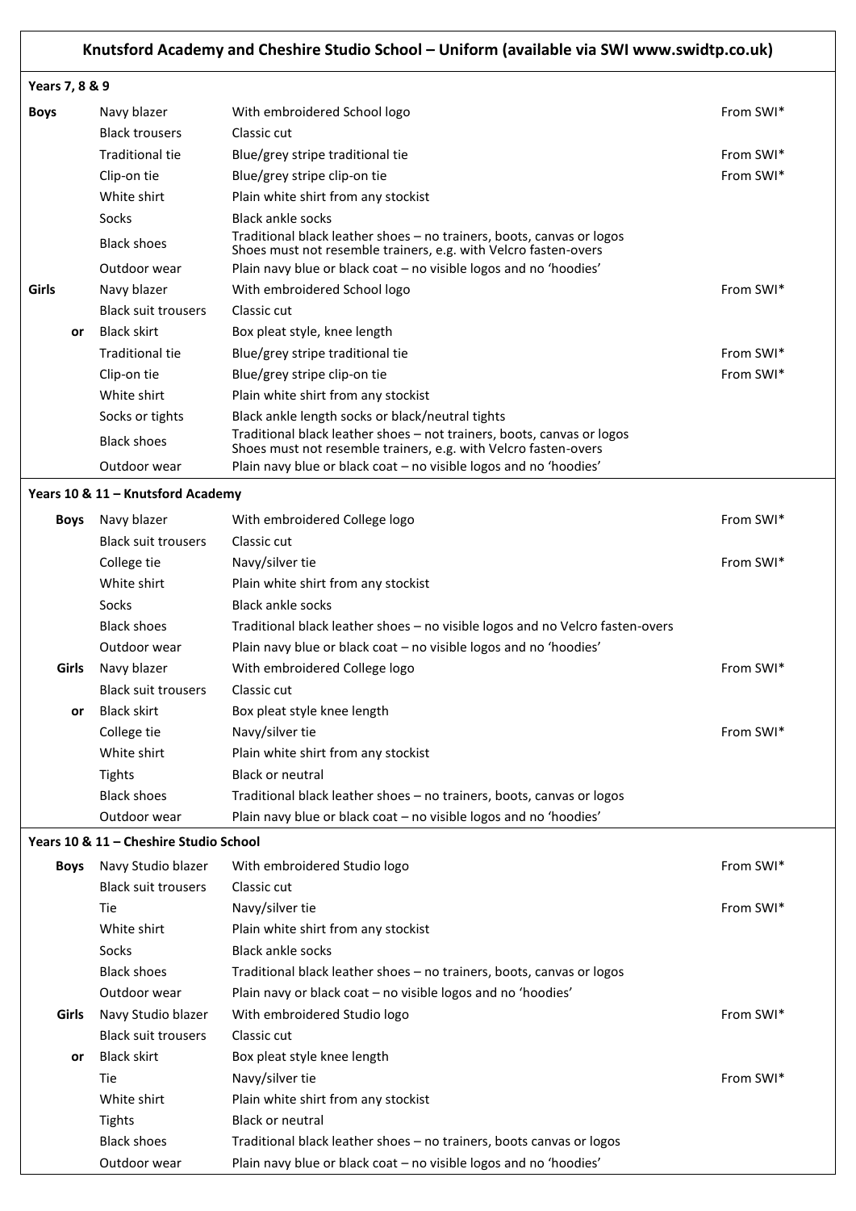# Knutsford Academy and Cheshire Studio School – Uniform (available via SWI www.swidtp.co.uk)

## Years 7, 8 & 9

| | Item | Description | |
|---|---|---|---|
| **Boys** | Navy blazer | With embroidered School logo | From SWI* |
| | Black trousers | Classic cut | |
| | Traditional tie | Blue/grey stripe traditional tie | From SWI* |
| | Clip-on tie | Blue/grey stripe clip-on tie | From SWI* |
| | White shirt | Plain white shirt from any stockist | |
| | Socks | Black ankle socks | |
| | Black shoes | Traditional black leather shoes – no trainers, boots, canvas or logos Shoes must not resemble trainers, e.g. with Velcro fasten-overs | |
| | Outdoor wear | Plain navy blue or black coat – no visible logos and no 'hoodies' | |
| **Girls** | Navy blazer | With embroidered School logo | From SWI* |
| | Black suit trousers | Classic cut | |
| **or** | Black skirt | Box pleat style, knee length | |
| | Traditional tie | Blue/grey stripe traditional tie | From SWI* |
| | Clip-on tie | Blue/grey stripe clip-on tie | From SWI* |
| | White shirt | Plain white shirt from any stockist | |
| | Socks or tights | Black ankle length socks or black/neutral tights | |
| | Black shoes | Traditional black leather shoes – not trainers, boots, canvas or logos Shoes must not resemble trainers, e.g. with Velcro fasten-overs | |
| | Outdoor wear | Plain navy blue or black coat – no visible logos and no 'hoodies' | |

## Years 10 & 11 – Knutsford Academy

| | Item | Description | |
|---|---|---|---|
| **Boys** | Navy blazer | With embroidered College logo | From SWI* |
| | Black suit trousers | Classic cut | |
| | College tie | Navy/silver tie | From SWI* |
| | White shirt | Plain white shirt from any stockist | |
| | Socks | Black ankle socks | |
| | Black shoes | Traditional black leather shoes – no visible logos and no Velcro fasten-overs | |
| | Outdoor wear | Plain navy blue or black coat – no visible logos and no 'hoodies' | |
| **Girls** | Navy blazer | With embroidered College logo | From SWI* |
| | Black suit trousers | Classic cut | |
| **or** | Black skirt | Box pleat style knee length | |
| | College tie | Navy/silver tie | From SWI* |
| | White shirt | Plain white shirt from any stockist | |
| | Tights | Black or neutral | |
| | Black shoes | Traditional black leather shoes – no trainers, boots, canvas or logos | |
| | Outdoor wear | Plain navy blue or black coat – no visible logos and no 'hoodies' | |

## Years 10 & 11 – Cheshire Studio School

| | Item | Description | |
|---|---|---|---|
| **Boys** | Navy Studio blazer | With embroidered Studio logo | From SWI* |
| | Black suit trousers | Classic cut | |
| | Tie | Navy/silver tie | From SWI* |
| | White shirt | Plain white shirt from any stockist | |
| | Socks | Black ankle socks | |
| | Black shoes | Traditional black leather shoes – no trainers, boots, canvas or logos | |
| | Outdoor wear | Plain navy or black coat – no visible logos and no 'hoodies' | |
| **Girls** | Navy Studio blazer | With embroidered Studio logo | From SWI* |
| | Black suit trousers | Classic cut | |
| **or** | Black skirt | Box pleat style knee length | |
| | Tie | Navy/silver tie | From SWI* |
| | White shirt | Plain white shirt from any stockist | |
| | Tights | Black or neutral | |
| | Black shoes | Traditional black leather shoes – no trainers, boots canvas or logos | |
| | Outdoor wear | Plain navy blue or black coat – no visible logos and no 'hoodies' | |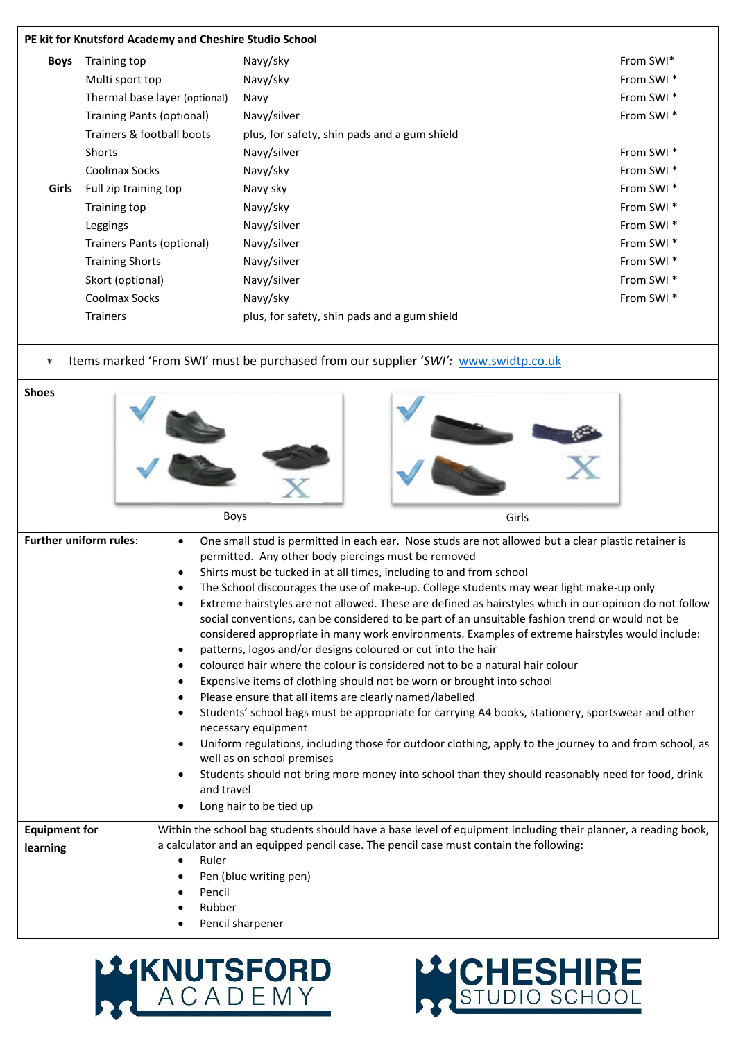**PE kit for Knutsford Academy and Cheshire Studio School**

| | | | |
|---|---|---|---|
| **Boys** | Training top | Navy/sky | From SWI* |
| | Multi sport top | Navy/sky | From SWI * |
| | Thermal base layer (optional) | Navy | From SWI * |
| | Training Pants (optional) | Navy/silver | From SWI * |
| | Trainers & football boots | plus, for safety, shin pads and a gum shield | |
| | Shorts | Navy/silver | From SWI * |
| | Coolmax Socks | Navy/sky | From SWI * |
| **Girls** | Full zip training top | Navy sky | From SWI * |
| | Training top | Navy/sky | From SWI * |
| | Leggings | Navy/silver | From SWI * |
| | Trainers Pants (optional) | Navy/silver | From SWI * |
| | Training Shorts | Navy/silver | From SWI * |
| | Skort (optional) | Navy/silver | From SWI * |
| | Coolmax Socks | Navy/sky | From SWI * |
| | Trainers | plus, for safety, shin pads and a gum shield | |

* Items marked 'From SWI' must be purchased from our supplier '*SWI*': www.swidtp.co.uk

**Shoes**

Boys

Girls

**Further uniform rules**:

- One small stud is permitted in each ear. Nose studs are not allowed but a clear plastic retainer is permitted. Any other body piercings must be removed
- Shirts must be tucked in at all times, including to and from school
- The School discourages the use of make-up. College students may wear light make-up only
- Extreme hairstyles are not allowed. These are defined as hairstyles which in our opinion do not follow social conventions, can be considered to be part of an unsuitable fashion trend or would not be considered appropriate in many work environments. Examples of extreme hairstyles would include:
- patterns, logos and/or designs coloured or cut into the hair
- coloured hair where the colour is considered not to be a natural hair colour
- Expensive items of clothing should not be worn or brought into school
- Please ensure that all items are clearly named/labelled
- Students' school bags must be appropriate for carrying A4 books, stationery, sportswear and other necessary equipment
- Uniform regulations, including those for outdoor clothing, apply to the journey to and from school, as well as on school premises
- Students should not bring more money into school than they should reasonably need for food, drink and travel
- Long hair to be tied up

**Equipment for learning**

Within the school bag students should have a base level of equipment including their planner, a reading book, a calculator and an equipped pencil case. The pencil case must contain the following:

- Ruler
- Pen (blue writing pen)
- Pencil
- Rubber
- Pencil sharpener

KNUTSFORD ACADEMY

CHESHIRE STUDIO SCHOOL